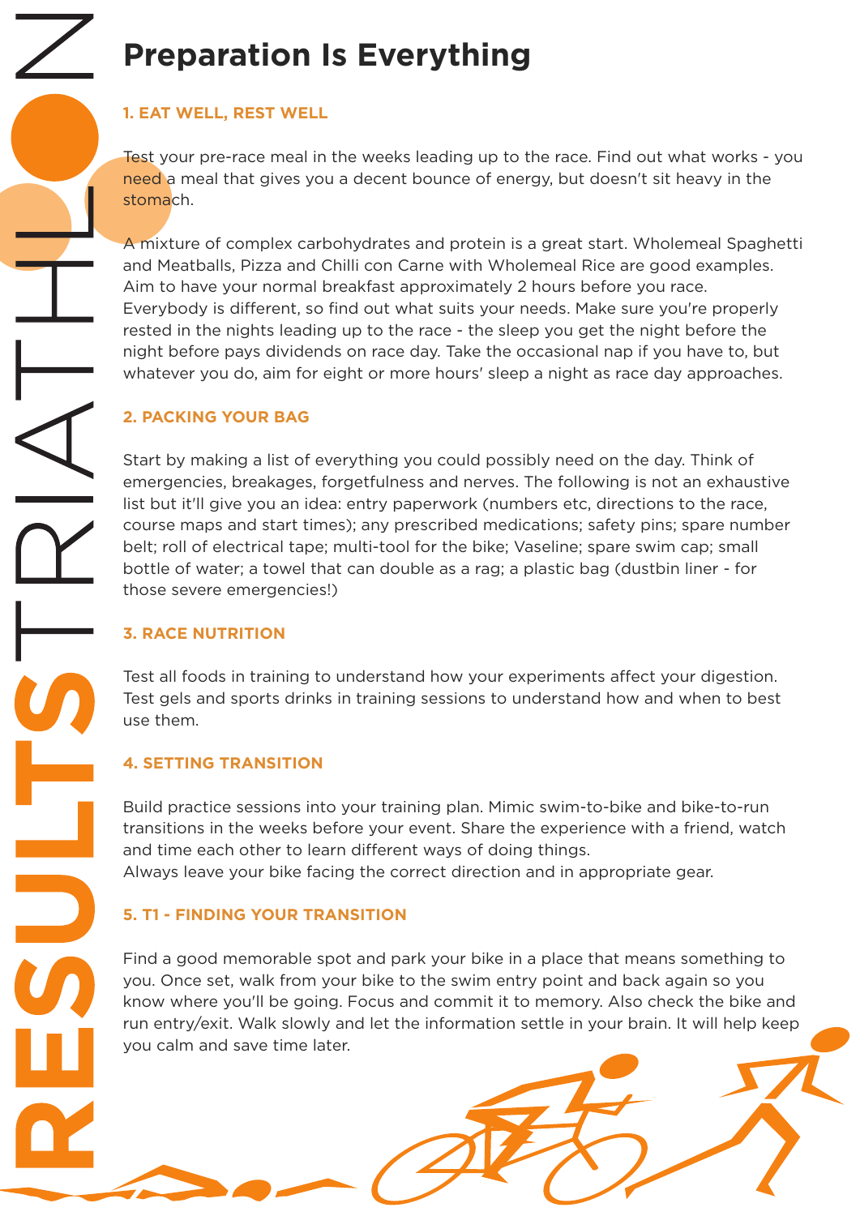# Preparation Is Everything

### 1. EAT WELL, REST WELL

Test your pre-race meal in the weeks leading up to the race. Find out what works - you need a meal that gives you a decent bounce of energy, but doesn't sit heavy in the stomach.

A mixture of complex carbohydrates and protein is a great start. Wholemeal Spaghetti and Meatballs, Pizza and Chilli con Carne with Wholemeal Rice are good examples. Aim to have your normal breakfast approximately 2 hours before you race. Everybody is different, so find out what suits your needs. Make sure you're properly rested in the nights leading up to the race - the sleep you get the night before the night before pays dividends on race day. Take the occasional nap if you have to, but whatever you do, aim for eight or more hours' sleep a night as race day approaches.

### 2. PACKING YOUR BAG

Start by making a list of everything you could possibly need on the day. Think of emergencies, breakages, forgetfulness and nerves. The following is not an exhaustive list but it'll give you an idea: entry paperwork (numbers etc, directions to the race, course maps and start times); any prescribed medications; safety pins; spare number belt; roll of electrical tape; multi-tool for the bike; Vaseline; spare swim cap; small bottle of water; a towel that can double as a rag; a plastic bag (dustbin liner - for those severe emergencies!)

### 3. RACE NUTRITION

Test all foods in training to understand how your experiments affect your digestion. Test gels and sports drinks in training sessions to understand how and when to best use them.

### 4. SETTING TRANSITION

Build practice sessions into your training plan. Mimic swim-to-bike and bike-to-run transitions in the weeks before your event. Share the experience with a friend, watch and time each other to learn different ways of doing things.
Always leave your bike facing the correct direction and in appropriate gear.

### 5. T1 - FINDING YOUR TRANSITION

Find a good memorable spot and park your bike in a place that means something to you. Once set, walk from your bike to the swim entry point and back again so you know where you'll be going. Focus and commit it to memory. Also check the bike and run entry/exit. Walk slowly and let the information settle in your brain. It will help keep you calm and save time later.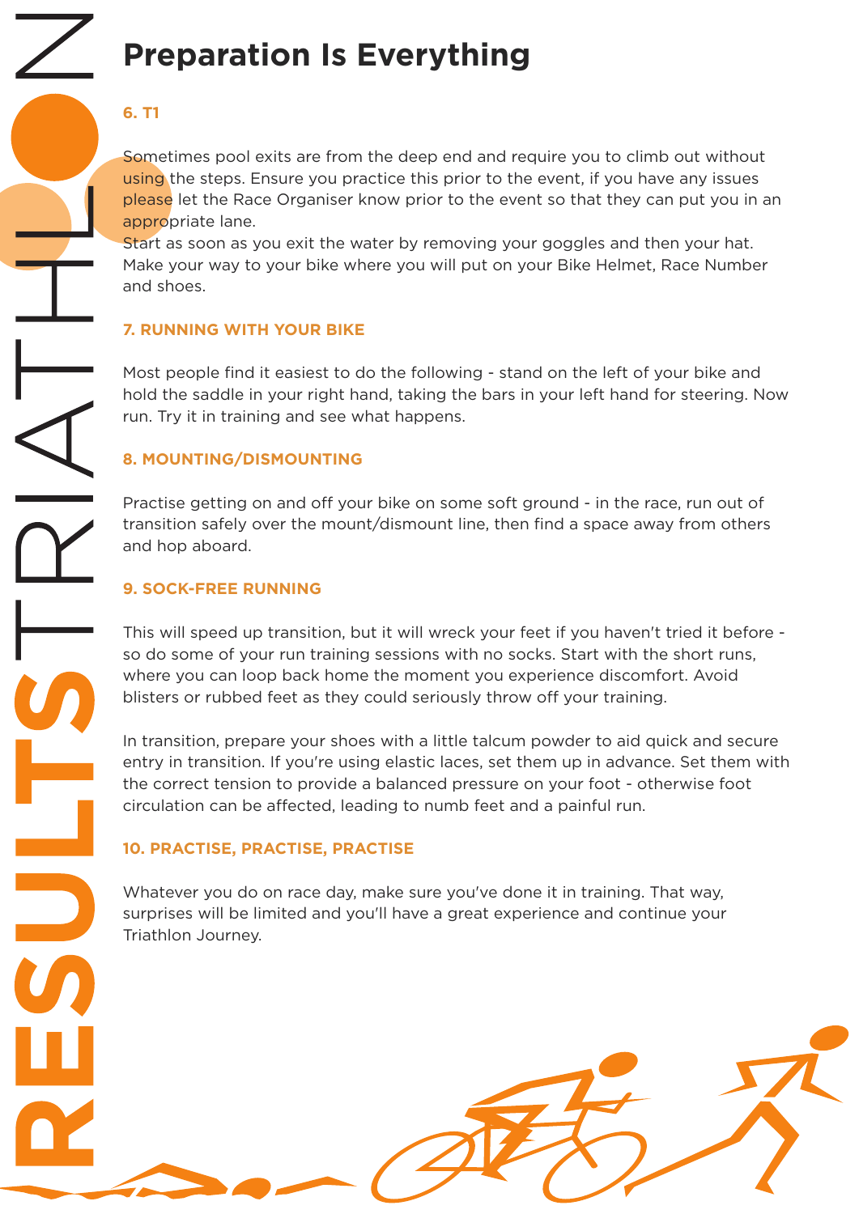# Preparation Is Everything

### 6. T1

Sometimes pool exits are from the deep end and require you to climb out without using the steps. Ensure you practice this prior to the event, if you have any issues please let the Race Organiser know prior to the event so that they can put you in an appropriate lane.
Start as soon as you exit the water by removing your goggles and then your hat. Make your way to your bike where you will put on your Bike Helmet, Race Number and shoes.

### 7. RUNNING WITH YOUR BIKE

Most people find it easiest to do the following - stand on the left of your bike and hold the saddle in your right hand, taking the bars in your left hand for steering. Now run. Try it in training and see what happens.

### 8. MOUNTING/DISMOUNTING

Practise getting on and off your bike on some soft ground - in the race, run out of transition safely over the mount/dismount line, then find a space away from others and hop aboard.

### 9. SOCK-FREE RUNNING

This will speed up transition, but it will wreck your feet if you haven't tried it before - so do some of your run training sessions with no socks. Start with the short runs, where you can loop back home the moment you experience discomfort. Avoid blisters or rubbed feet as they could seriously throw off your training.

In transition, prepare your shoes with a little talcum powder to aid quick and secure entry in transition. If you're using elastic laces, set them up in advance. Set them with the correct tension to provide a balanced pressure on your foot - otherwise foot circulation can be affected, leading to numb feet and a painful run.

### 10. PRACTISE, PRACTISE, PRACTISE

Whatever you do on race day, make sure you've done it in training. That way, surprises will be limited and you'll have a great experience and continue your Triathlon Journey.